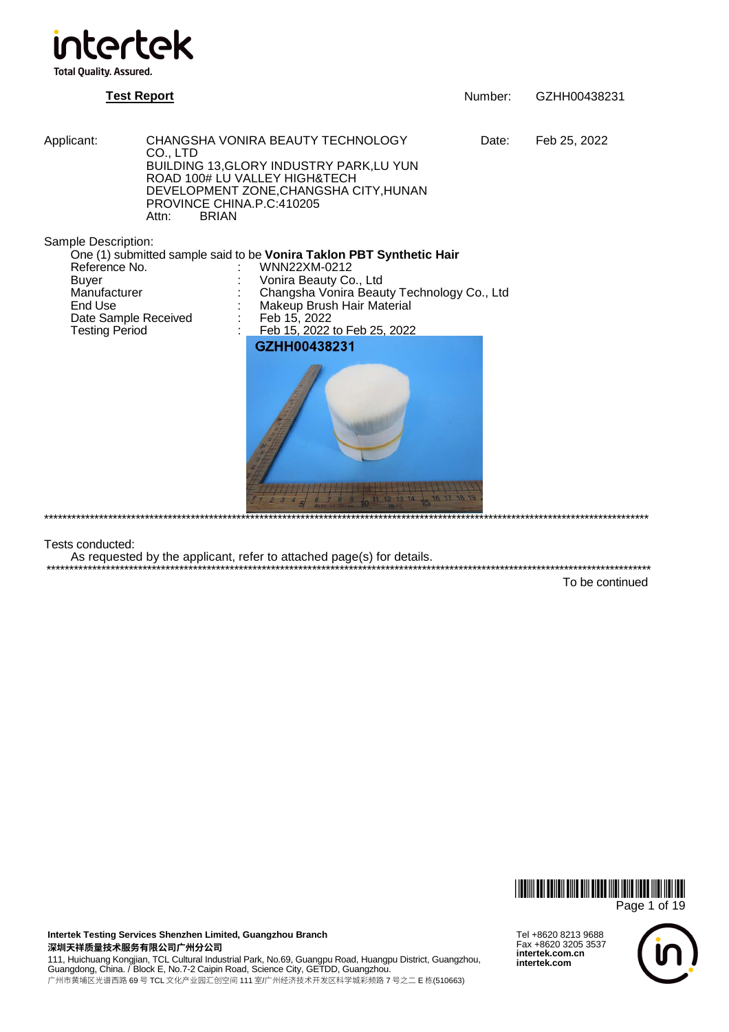intertek

Total Quality. Assured.

**Test Report**

Number: GZHH00438231

Applicant: CHANGSHA VONIRA BEAUTY TECHNOLOGY CO., LTD
BUILDING 13,GLORY INDUSTRY PARK,LU YUN ROAD 100# LU VALLEY HIGH&TECH DEVELOPMENT ZONE,CHANGSHA CITY,HUNAN PROVINCE CHINA.P.C:410205
Attn: BRIAN

Date: Feb 25, 2022

Sample Description:

One (1) submitted sample said to be **Vonira Taklon PBT Synthetic Hair**

| | | |
|---|---|---|
| Reference No. | : | WNN22XM-0212 |
| Buyer | : | Vonira Beauty Co., Ltd |
| Manufacturer | : | Changsha Vonira Beauty Technology Co., Ltd |
| End Use | : | Makeup Brush Hair Material |
| Date Sample Received | : | Feb 15, 2022 |
| Testing Period | : | Feb 15, 2022 to Feb 25, 2022 |

GZHH00438231

**************************************************************************************************************************

Tests conducted:

As requested by the applicant, refer to attached page(s) for details.

**************************************************************************************************************************

To be continued

**Intertek Testing Services Shenzhen Limited, Guangzhou Branch**
**深圳天祥质量技术服务有限公司广州分公司**
111, Huichuang Kongjian, TCL Cultural Industrial Park, No.69, Guangpu Road, Huangpu District, Guangzhou, Guangdong, China. / Block E, No.7-2 Caipin Road, Science City, GETDD, Guangzhou.
广州市黄埔区光谱西路 69 号 TCL 文化产业园汇创空间 111 室/广州经济技术开发区科学城彩频路 7 号之二 E 栋(510663)

Tel +8620 8213 9688
Fax +8620 3205 3537
**intertek.com.cn**
**intertek.com**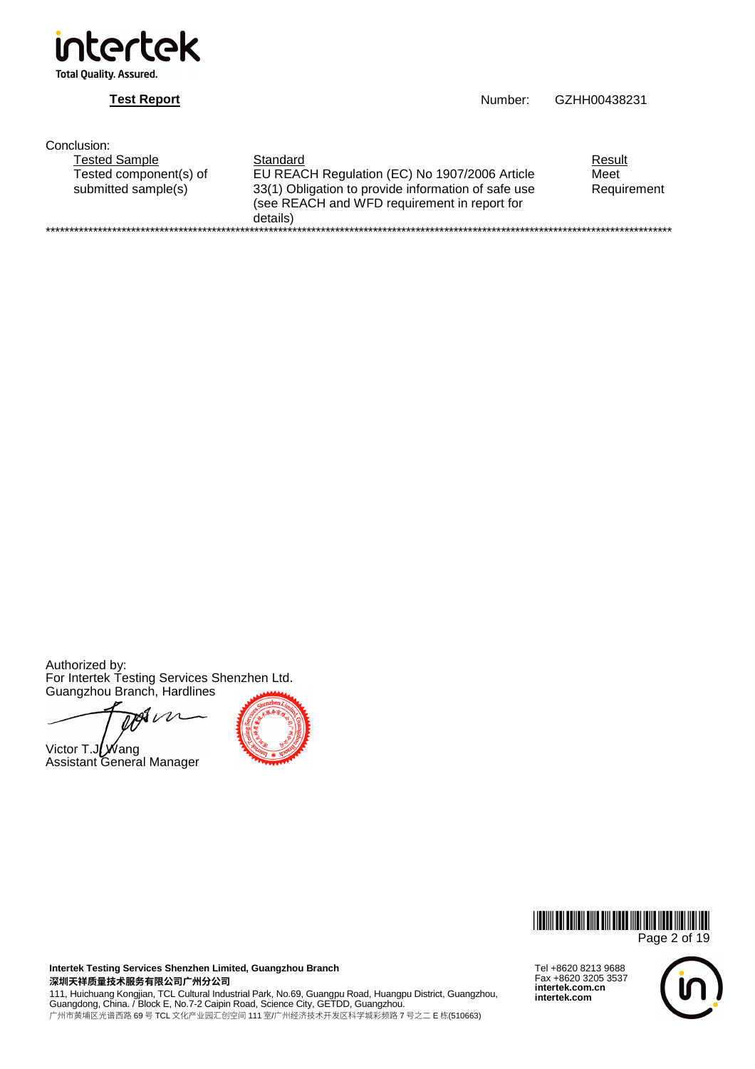**Test Report** Number: GZHH00438231

Conclusion:

| Tested Sample | Standard | Result |
|---|---|---|
| Tested component(s) of submitted sample(s) | EU REACH Regulation (EC) No 1907/2006 Article 33(1) Obligation to provide information of safe use (see REACH and WFD requirement in report for details) | Meet Requirement |

*******************************************************************************************************************************

Authorized by:
For Intertek Testing Services Shenzhen Ltd.
Guangzhou Branch, Hardlines

Victor T.J. Wang
Assistant General Manager

**Intertek Testing Services Shenzhen Limited, Guangzhou Branch**
**深圳天祥质量技术服务有限公司广州分公司**
111, Huichuang Kongjian, TCL Cultural Industrial Park, No.69, Guangpu Road, Huangpu District, Guangzhou, Guangdong, China. / Block E, No.7-2 Caipin Road, Science City, GETDD, Guangzhou.
广州市黄埔区光谱西路 69 号 TCL 文化产业园汇创空间 111 室/广州经济技术开发区科学城彩频路 7 号之二 E 栋(510663)

Tel +8620 8213 9688
Fax +8620 3205 3537
**intertek.com.cn**
**intertek.com**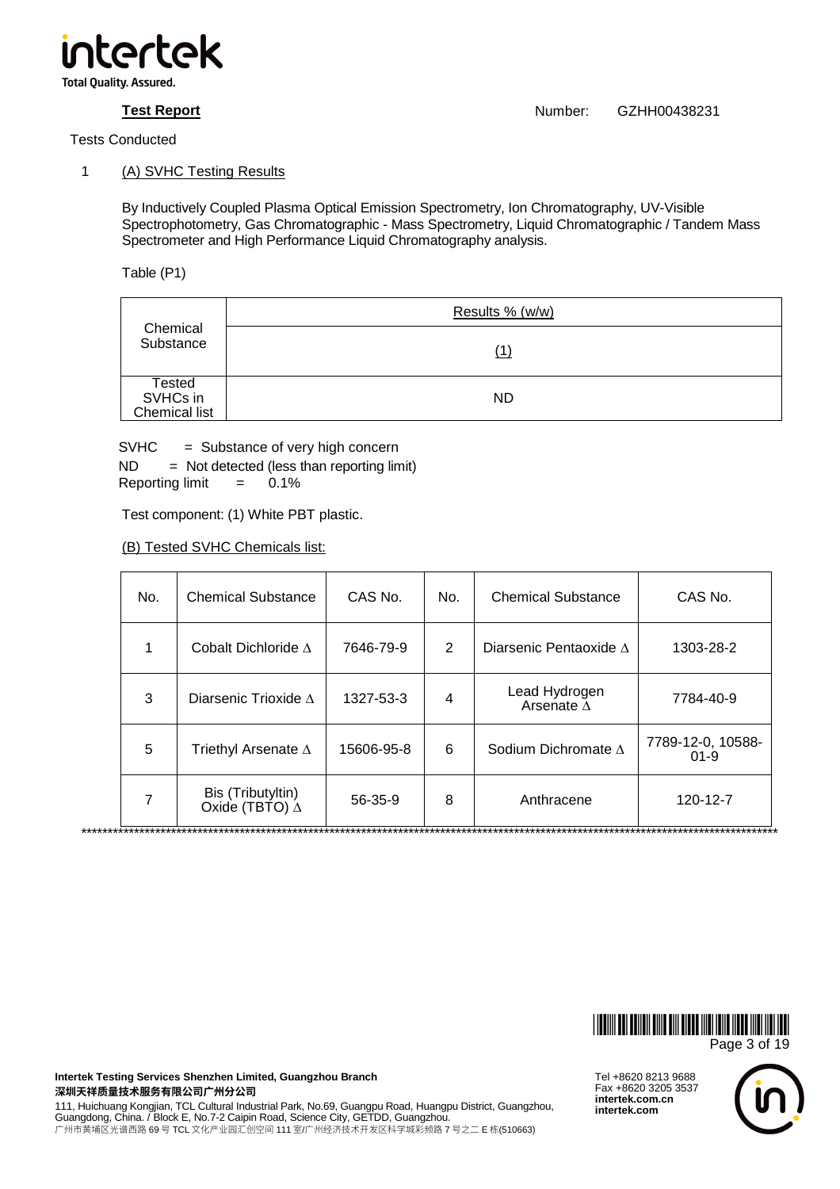**Test Report** Number: GZHH00438231

Tests Conducted

1 (A) SVHC Testing Results

By Inductively Coupled Plasma Optical Emission Spectrometry, Ion Chromatography, UV-Visible Spectrophotometry, Gas Chromatographic - Mass Spectrometry, Liquid Chromatographic / Tandem Mass Spectrometer and High Performance Liquid Chromatography analysis.

Table (P1)

| Chemical Substance | Results % (w/w) |
|---|---|
| | (1) |
| Tested SVHCs in Chemical list | ND |

SVHC = Substance of very high concern
ND = Not detected (less than reporting limit)
Reporting limit = 0.1%

Test component: (1) White PBT plastic.

(B) Tested SVHC Chemicals list:

| No. | Chemical Substance | CAS No. | No. | Chemical Substance | CAS No. |
|---|---|---|---|---|---|
| 1 | Cobalt Dichloride Δ | 7646-79-9 | 2 | Diarsenic Pentaoxide Δ | 1303-28-2 |
| 3 | Diarsenic Trioxide Δ | 1327-53-3 | 4 | Lead Hydrogen Arsenate Δ | 7784-40-9 |
| 5 | Triethyl Arsenate Δ | 15606-95-8 | 6 | Sodium Dichromate Δ | 7789-12-0, 10588-01-9 |
| 7 | Bis (Tributyltin) Oxide (TBTO) Δ | 56-35-9 | 8 | Anthracene | 120-12-7 |

********************************************************************************************************************************

**Intertek Testing Services Shenzhen Limited, Guangzhou Branch**
**深圳天祥质量技术服务有限公司广州分公司**
111, Huichuang Kongjian, TCL Cultural Industrial Park, No.69, Guangpu Road, Huangpu District, Guangzhou, Guangdong, China. / Block E, No.7-2 Caipin Road, Science City, GETDD, Guangzhou.
广州市黄埔区光谱西路 69 号 TCL 文化产业园汇创空间 111 室/广州经济技术开发区科学城彩频路 7 号之二 E 栋(510663)

Tel +8620 8213 9688
Fax +8620 3205 3537
**intertek.com.cn**
**intertek.com**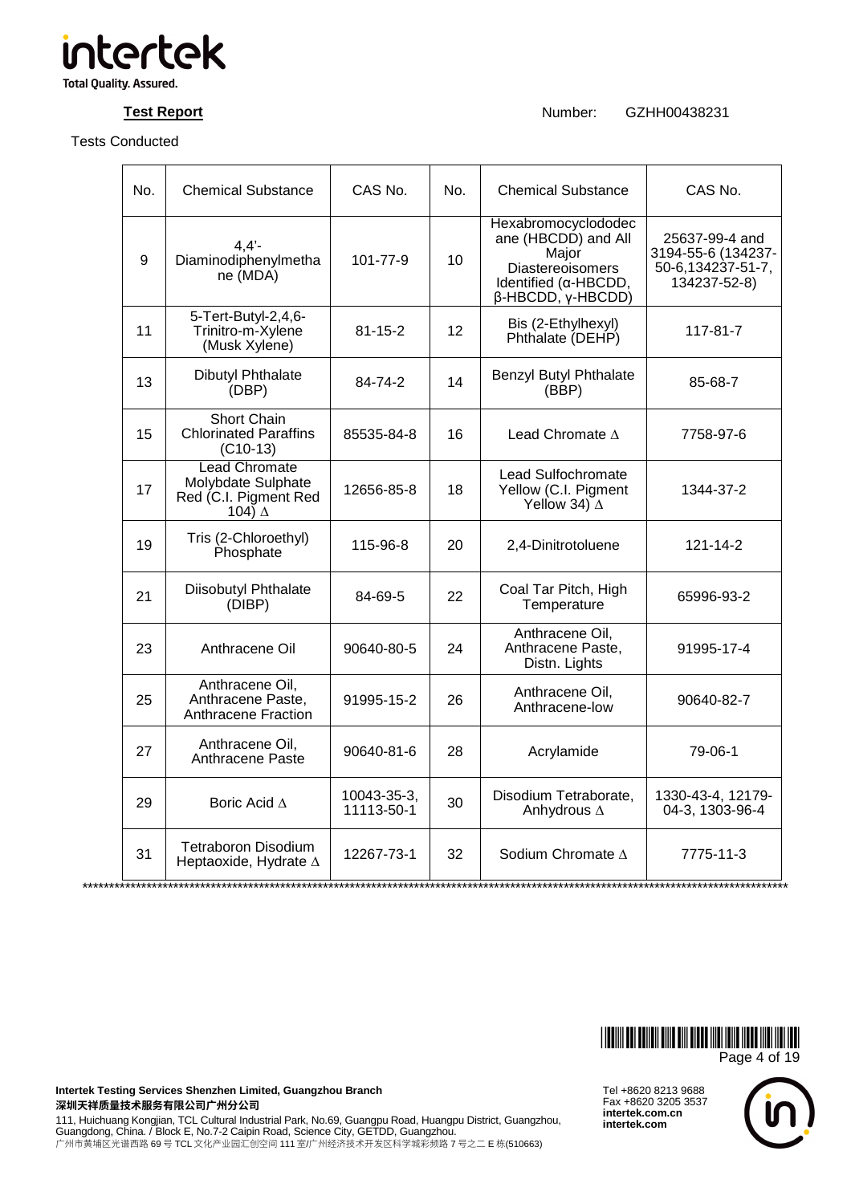**Test Report** Number: GZHH00438231

Tests Conducted

| No. | Chemical Substance | CAS No. | No. | Chemical Substance | CAS No. |
|---|---|---|---|---|---|
| 9 | 4,4'-Diaminodiphenylmethane (MDA) | 101-77-9 | 10 | Hexabromocyclododecane (HBCDD) and All Major Diastereoisomers Identified (α-HBCDD, β-HBCDD, γ-HBCDD) | 25637-99-4 and 3194-55-6 (134237-50-6,134237-51-7, 134237-52-8) |
| 11 | 5-Tert-Butyl-2,4,6-Trinitro-m-Xylene (Musk Xylene) | 81-15-2 | 12 | Bis (2-Ethylhexyl) Phthalate (DEHP) | 117-81-7 |
| 13 | Dibutyl Phthalate (DBP) | 84-74-2 | 14 | Benzyl Butyl Phthalate (BBP) | 85-68-7 |
| 15 | Short Chain Chlorinated Paraffins (C10-13) | 85535-84-8 | 16 | Lead Chromate Δ | 7758-97-6 |
| 17 | Lead Chromate Molybdate Sulphate Red (C.I. Pigment Red 104) Δ | 12656-85-8 | 18 | Lead Sulfochromate Yellow (C.I. Pigment Yellow 34) Δ | 1344-37-2 |
| 19 | Tris (2-Chloroethyl) Phosphate | 115-96-8 | 20 | 2,4-Dinitrotoluene | 121-14-2 |
| 21 | Diisobutyl Phthalate (DIBP) | 84-69-5 | 22 | Coal Tar Pitch, High Temperature | 65996-93-2 |
| 23 | Anthracene Oil | 90640-80-5 | 24 | Anthracene Oil, Anthracene Paste, Distn. Lights | 91995-17-4 |
| 25 | Anthracene Oil, Anthracene Paste, Anthracene Fraction | 91995-15-2 | 26 | Anthracene Oil, Anthracene-low | 90640-82-7 |
| 27 | Anthracene Oil, Anthracene Paste | 90640-81-6 | 28 | Acrylamide | 79-06-1 |
| 29 | Boric Acid Δ | 10043-35-3, 11113-50-1 | 30 | Disodium Tetraborate, Anhydrous Δ | 1330-43-4, 12179-04-3, 1303-96-4 |
| 31 | Tetraboron Disodium Heptaoxide, Hydrate Δ | 12267-73-1 | 32 | Sodium Chromate Δ | 7775-11-3 |

**********************************************************************************************************************************

**Intertek Testing Services Shenzhen Limited, Guangzhou Branch**
**深圳天祥质量技术服务有限公司广州分公司**
111, Huichuang Kongjian, TCL Cultural Industrial Park, No.69, Guangpu Road, Huangpu District, Guangzhou, Guangdong, China. / Block E, No.7-2 Caipin Road, Science City, GETDD, Guangzhou.
广州市黄埔区光谱西路 69 号 TCL 文化产业园汇创空间 111 室/广州经济技术开发区科学城彩频路 7 号之二 E 栋(510663)

Tel +8620 8213 9688
Fax +8620 3205 3537
**intertek.com.cn**
**intertek.com**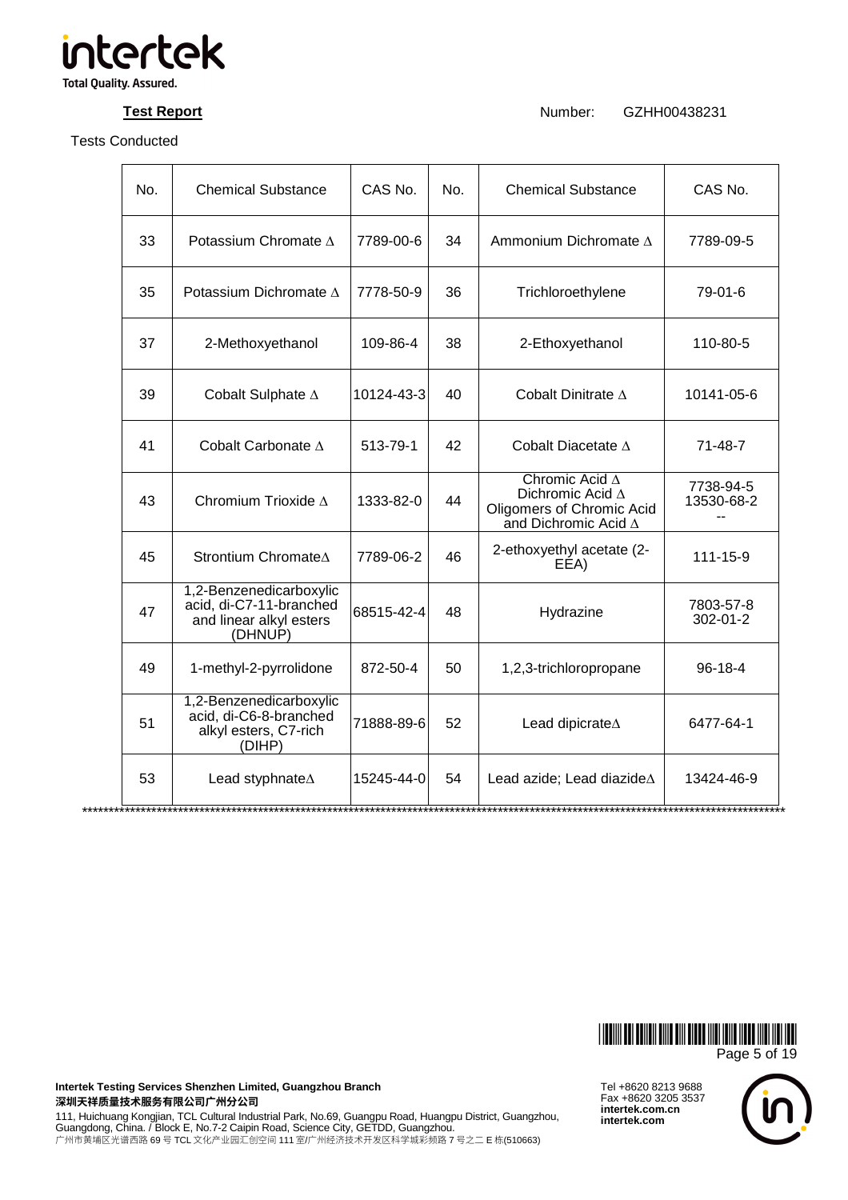**Test Report** Number: GZHH00438231

Tests Conducted

| No. | Chemical Substance | CAS No. | No. | Chemical Substance | CAS No. |
|---|---|---|---|---|---|
| 33 | Potassium Chromate Δ | 7789-00-6 | 34 | Ammonium Dichromate Δ | 7789-09-5 |
| 35 | Potassium Dichromate Δ | 7778-50-9 | 36 | Trichloroethylene | 79-01-6 |
| 37 | 2-Methoxyethanol | 109-86-4 | 38 | 2-Ethoxyethanol | 110-80-5 |
| 39 | Cobalt Sulphate Δ | 10124-43-3 | 40 | Cobalt Dinitrate Δ | 10141-05-6 |
| 41 | Cobalt Carbonate Δ | 513-79-1 | 42 | Cobalt Diacetate Δ | 71-48-7 |
| 43 | Chromium Trioxide Δ | 1333-82-0 | 44 | Chromic Acid Δ<br>Dichromic Acid Δ<br>Oligomers of Chromic Acid and Dichromic Acid Δ | 7738-94-5<br>13530-68-2<br>-- |
| 45 | Strontium ChromateΔ | 7789-06-2 | 46 | 2-ethoxyethyl acetate (2-EEA) | 111-15-9 |
| 47 | 1,2-Benzenedicarboxylic acid, di-C7-11-branched and linear alkyl esters (DHNUP) | 68515-42-4 | 48 | Hydrazine | 7803-57-8<br>302-01-2 |
| 49 | 1-methyl-2-pyrrolidone | 872-50-4 | 50 | 1,2,3-trichloropropane | 96-18-4 |
| 51 | 1,2-Benzenedicarboxylic acid, di-C6-8-branched alkyl esters, C7-rich (DIHP) | 71888-89-6 | 52 | Lead dipicrateΔ | 6477-64-1 |
| 53 | Lead styphnateΔ | 15245-44-0 | 54 | Lead azide; Lead diazideΔ | 13424-46-9 |

********************************************************************************************************************************

**Intertek Testing Services Shenzhen Limited, Guangzhou Branch**
**深圳天祥质量技术服务有限公司广州分公司**
111, Huichuang Kongjian, TCL Cultural Industrial Park, No.69, Guangpu Road, Huangpu District, Guangzhou, Guangdong, China. / Block E, No.7-2 Caipin Road, Science City, GETDD, Guangzhou.
广州市黄埔区光谱西路 69 号 TCL 文化产业园汇创空间 111 室/广州经济技术开发区科学城彩频路 7 号之二 E 栋(510663)

Tel +8620 8213 9688
Fax +8620 3205 3537
**intertek.com.cn**
**intertek.com**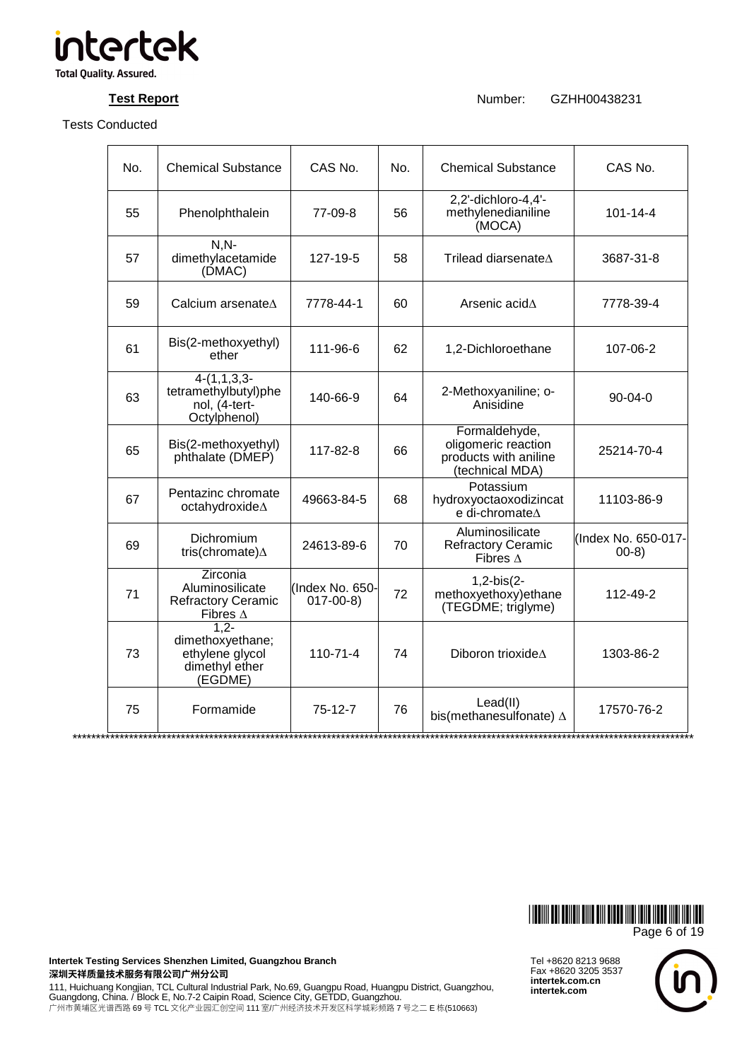**Test Report** Number: GZHH00438231

Tests Conducted

| No. | Chemical Substance | CAS No. | No. | Chemical Substance | CAS No. |
|---|---|---|---|---|---|
| 55 | Phenolphthalein | 77-09-8 | 56 | 2,2'-dichloro-4,4'-methylenedianiline (MOCA) | 101-14-4 |
| 57 | N,N-dimethylacetamide (DMAC) | 127-19-5 | 58 | Trilead diarsenate∆ | 3687-31-8 |
| 59 | Calcium arsenate∆ | 7778-44-1 | 60 | Arsenic acid∆ | 7778-39-4 |
| 61 | Bis(2-methoxyethyl) ether | 111-96-6 | 62 | 1,2-Dichloroethane | 107-06-2 |
| 63 | 4-(1,1,3,3-tetramethylbutyl)phenol, (4-tert-Octylphenol) | 140-66-9 | 64 | 2-Methoxyaniline; o-Anisidine | 90-04-0 |
| 65 | Bis(2-methoxyethyl) phthalate (DMEP) | 117-82-8 | 66 | Formaldehyde, oligomeric reaction products with aniline (technical MDA) | 25214-70-4 |
| 67 | Pentazinc chromate octahydroxide∆ | 49663-84-5 | 68 | Potassium hydroxyoctaoxodizincate di-chromate∆ | 11103-86-9 |
| 69 | Dichromium tris(chromate)∆ | 24613-89-6 | 70 | Aluminosilicate Refractory Ceramic Fibres ∆ | (Index No. 650-017-00-8) |
| 71 | Zirconia Aluminosilicate Refractory Ceramic Fibres ∆ | (Index No. 650-017-00-8) | 72 | 1,2-bis(2-methoxyethoxy)ethane (TEGDME; triglyme) | 112-49-2 |
| 73 | 1,2-dimethoxyethane; ethylene glycol dimethyl ether (EGDME) | 110-71-4 | 74 | Diboron trioxide∆ | 1303-86-2 |
| 75 | Formamide | 75-12-7 | 76 | Lead(II) bis(methanesulfonate) ∆ | 17570-76-2 |

****************************************************************************************************************************

**Intertek Testing Services Shenzhen Limited, Guangzhou Branch**
**深圳天祥质量技术服务有限公司广州分公司**
111, Huichuang Kongjian, TCL Cultural Industrial Park, No.69, Guangpu Road, Huangpu District, Guangzhou, Guangdong, China. / Block E, No.7-2 Caipin Road, Science City, GETDD, Guangzhou.
广州市黄埔区光谱西路 69 号 TCL 文化产业园汇创空间 111 室/广州经济技术开发区科学城彩频路 7 号之二 E 栋(510663)

Tel +8620 8213 9688
Fax +8620 3205 3537
**intertek.com.cn**
**intertek.com**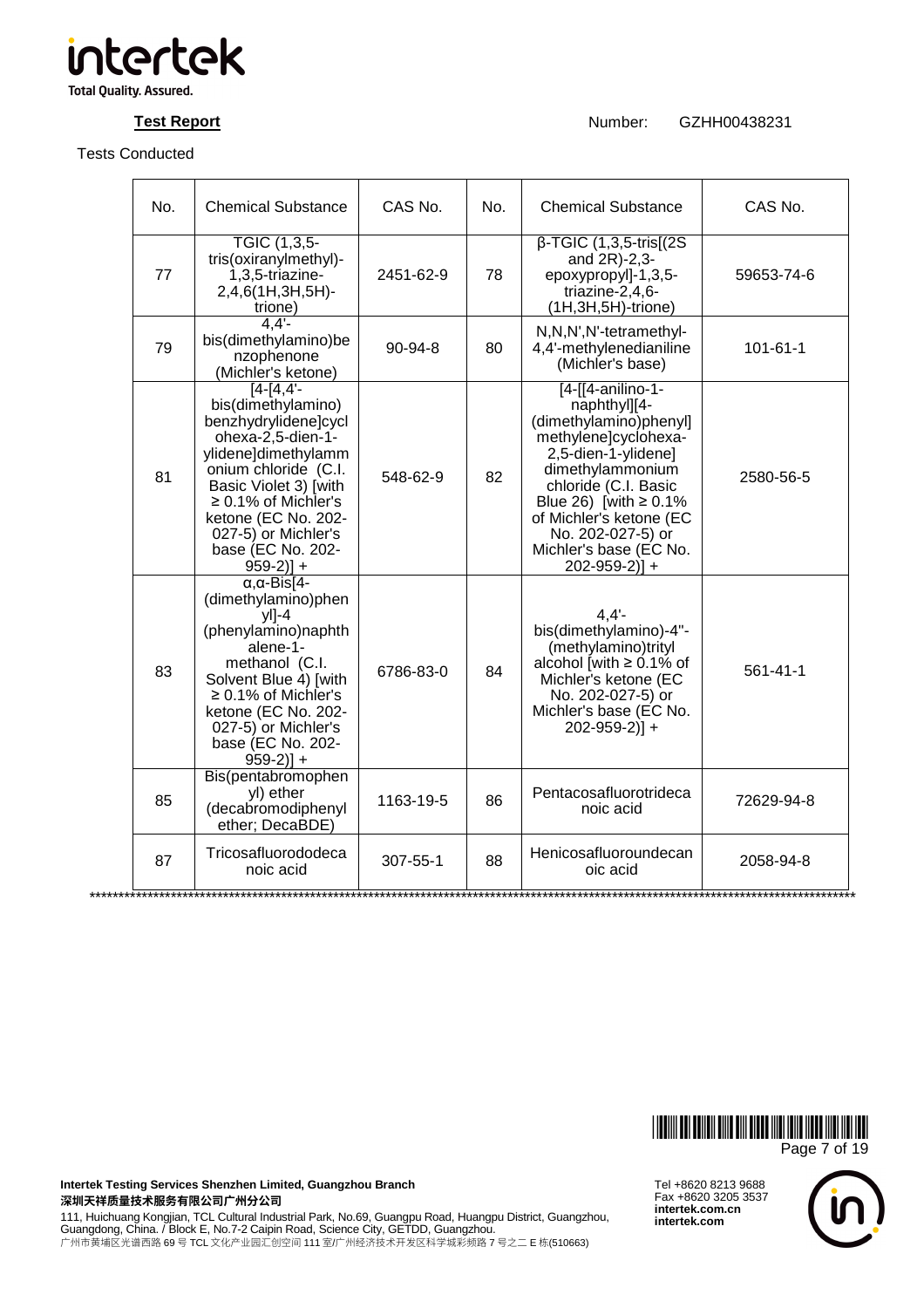**Test Report** Number: GZHH00438231

Tests Conducted

| No. | Chemical Substance | CAS No. | No. | Chemical Substance | CAS No. |
|---|---|---|---|---|---|
| 77 | TGIC (1,3,5-tris(oxiranylmethyl)-1,3,5-triazine-2,4,6(1H,3H,5H)-trione) | 2451-62-9 | 78 | β-TGIC (1,3,5-tris[(2S and 2R)-2,3-epoxypropyl]-1,3,5-triazine-2,4,6-(1H,3H,5H)-trione) | 59653-74-6 |
| 79 | 4,4'-bis(dimethylamino)benzophenone (Michler's ketone) | 90-94-8 | 80 | N,N,N',N'-tetramethyl-4,4'-methylenedianiline (Michler's base) | 101-61-1 |
| 81 | [4-[4,4'-bis(dimethylamino)benzhydrylidene]cyclohexa-2,5-dien-1-ylidene]dimethylammonium chloride (C.I. Basic Violet 3) [with ≥ 0.1% of Michler's ketone (EC No. 202-027-5) or Michler's base (EC No. 202-959-2)] + | 548-62-9 | 82 | [4-[[4-anilino-1-naphthyl][4-(dimethylamino)phenyl]methylene]cyclohexa-2,5-dien-1-ylidene] dimethylammonium chloride (C.I. Basic Blue 26) [with ≥ 0.1% of Michler's ketone (EC No. 202-027-5) or Michler's base (EC No. 202-959-2)] + | 2580-56-5 |
| 83 | α,α-Bis[4-(dimethylamino)phenyl]-4 (phenylamino)naphthalene-1-methanol (C.I. Solvent Blue 4) [with ≥ 0.1% of Michler's ketone (EC No. 202-027-5) or Michler's base (EC No. 202-959-2)] + | 6786-83-0 | 84 | 4,4'-bis(dimethylamino)-4"-(methylamino)trityl alcohol [with ≥ 0.1% of Michler's ketone (EC No. 202-027-5) or Michler's base (EC No. 202-959-2)] + | 561-41-1 |
| 85 | Bis(pentabromophenyl) ether (decabromodiphenyl ether; DecaBDE) | 1163-19-5 | 86 | Pentacosafluorotridecanoic acid | 72629-94-8 |
| 87 | Tricosafluorododecanoic acid | 307-55-1 | 88 | Henicosafluoroundecanoic acid | 2058-94-8 |

**************************************************************************************************************************************************

**Intertek Testing Services Shenzhen Limited, Guangzhou Branch**
**深圳天祥质量技术服务有限公司广州分公司**
111, Huichuang Kongjian, TCL Cultural Industrial Park, No.69, Guangpu Road, Huangpu District, Guangzhou, Guangdong, China. / Block E, No.7-2 Caipin Road, Science City, GETDD, Guangzhou.
广州市黄埔区光谱西路 69 号 TCL 文化产业园汇创空间 111 室/广州经济技术开发区科学城彩频路 7 号之二 E 栋(510663)

Tel +8620 8213 9688
Fax +8620 3205 3537
**intertek.com.cn**
**intertek.com**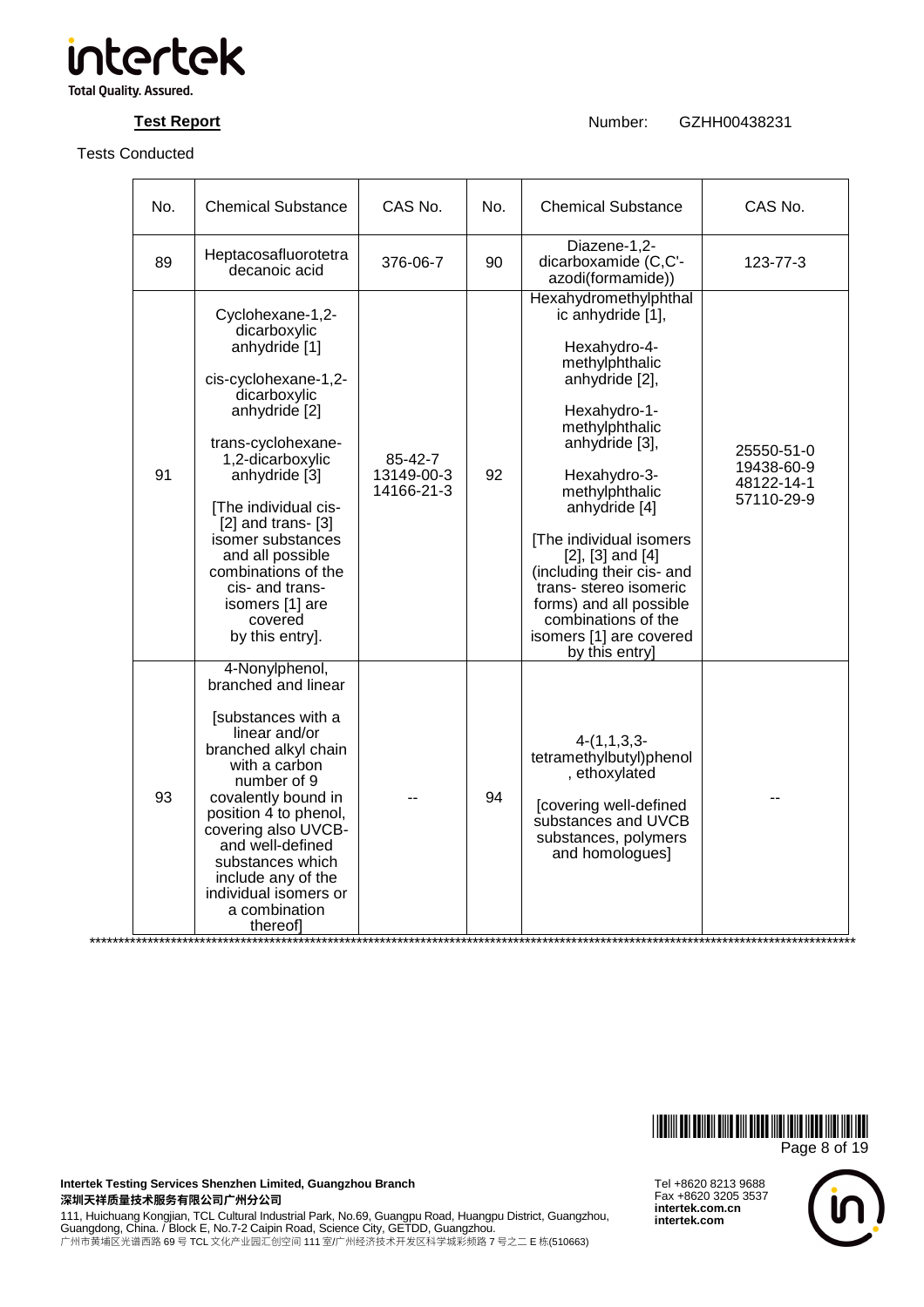**Test Report** Number: GZHH00438231

Tests Conducted

| No. | Chemical Substance | CAS No. | No. | Chemical Substance | CAS No. |
|---|---|---|---|---|---|
| 89 | Heptacosafluorotetradecanoic acid | 376-06-7 | 90 | Diazene-1,2-dicarboxamide (C,C'-azodi(formamide)) | 123-77-3 |
| 91 | Cyclohexane-1,2-dicarboxylic anhydride [1]<br><br>cis-cyclohexane-1,2-dicarboxylic anhydride [2]<br><br>trans-cyclohexane-1,2-dicarboxylic anhydride [3]<br><br>[The individual cis- [2] and trans- [3] isomer substances and all possible combinations of the cis- and trans- isomers [1] are covered by this entry]. | 85-42-7<br>13149-00-3<br>14166-21-3 | 92 | Hexahydromethylphthalic anhydride [1],<br><br>Hexahydro-4-methylphthalic anhydride [2],<br><br>Hexahydro-1-methylphthalic anhydride [3],<br><br>Hexahydro-3-methylphthalic anhydride [4]<br><br>[The individual isomers [2], [3] and [4] (including their cis- and trans- stereo isomeric forms) and all possible combinations of the isomers [1] are covered by this entry] | 25550-51-0<br>19438-60-9<br>48122-14-1<br>57110-29-9 |
| 93 | 4-Nonylphenol, branched and linear<br><br>[substances with a linear and/or branched alkyl chain with a carbon number of 9 covalently bound in position 4 to phenol, covering also UVCB- and well-defined substances which include any of the individual isomers or a combination thereof] | -- | 94 | 4-(1,1,3,3-tetramethylbutyl)phenol, ethoxylated<br><br>[covering well-defined substances and UVCB substances, polymers and homologues] | -- |

\*\*\*\*\*\*\*\*\*\*\*\*\*\*\*\*\*\*\*\*\*\*\*\*\*\*\*\*\*\*\*\*\*\*\*\*\*\*\*\*\*\*\*\*\*\*\*\*\*\*\*\*\*\*\*\*\*\*\*\*\*\*\*\*\*\*\*\*\*\*\*\*\*\*\*\*\*\*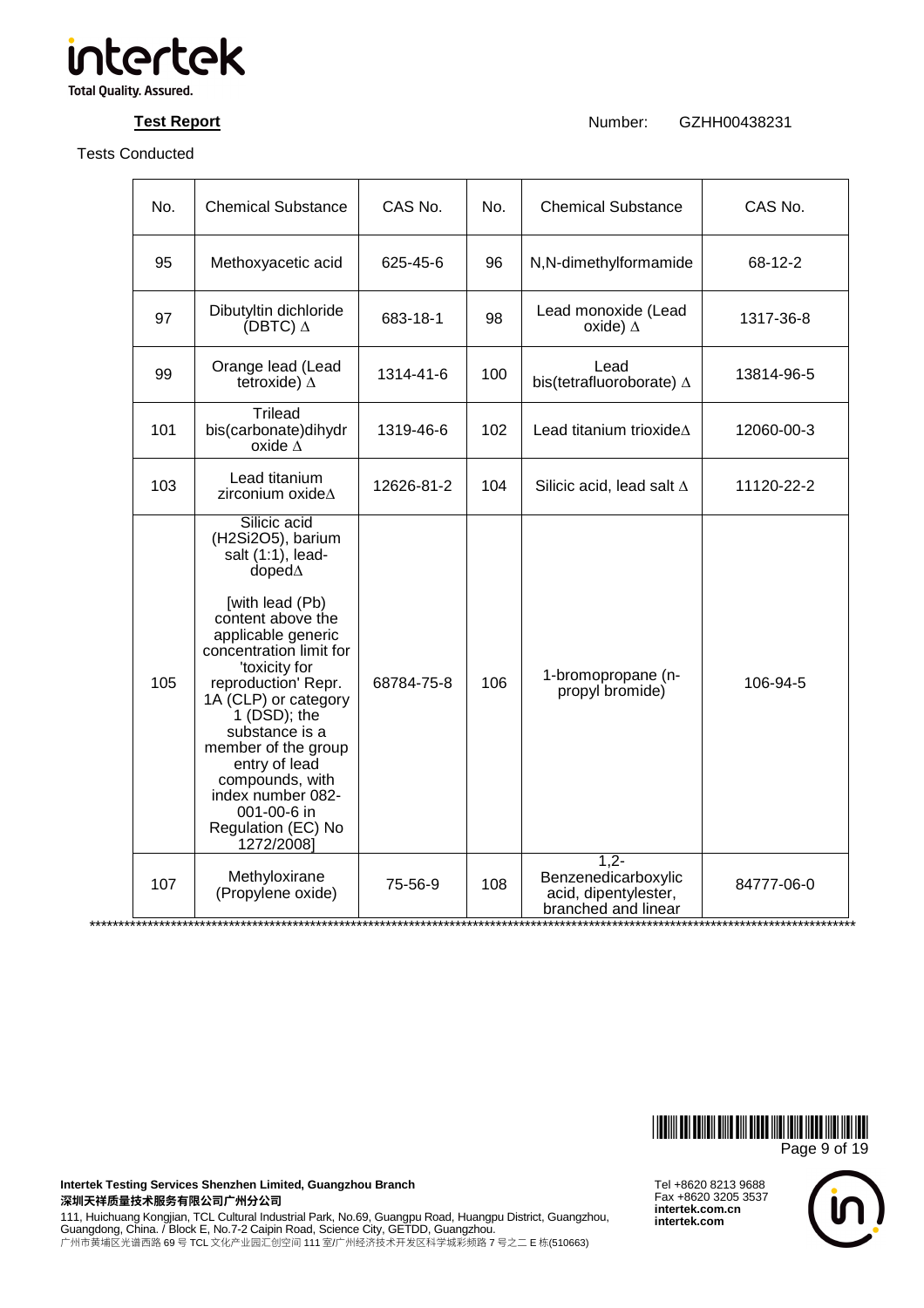**Test Report** Number: GZHH00438231

Tests Conducted

| No. | Chemical Substance | CAS No. | No. | Chemical Substance | CAS No. |
|---|---|---|---|---|---|
| 95 | Methoxyacetic acid | 625-45-6 | 96 | N,N-dimethylformamide | 68-12-2 |
| 97 | Dibutyltin dichloride (DBTC) ∆ | 683-18-1 | 98 | Lead monoxide (Lead oxide) ∆ | 1317-36-8 |
| 99 | Orange lead (Lead tetroxide) ∆ | 1314-41-6 | 100 | Lead bis(tetrafluoroborate) ∆ | 13814-96-5 |
| 101 | Trilead bis(carbonate)dihydroxide ∆ | 1319-46-6 | 102 | Lead titanium trioxide∆ | 12060-00-3 |
| 103 | Lead titanium zirconium oxide∆ | 12626-81-2 | 104 | Silicic acid, lead salt ∆ | 11120-22-2 |
| 105 | Silicic acid ($H_2Si_2O_5$), barium salt (1:1), lead-doped∆ [with lead (Pb) content above the applicable generic concentration limit for 'toxicity for reproduction' Repr. 1A (CLP) or category 1 (DSD); the substance is a member of the group entry of lead compounds, with index number 082-001-00-6 in Regulation (EC) No 1272/2008] | 68784-75-8 | 106 | 1-bromopropane (n-propyl bromide) | 106-94-5 |
| 107 | Methyloxirane (Propylene oxide) | 75-56-9 | 108 | 1,2-Benzenedicarboxylic acid, dipentylester, branched and linear | 84777-06-0 |

**Intertek Testing Services Shenzhen Limited, Guangzhou Branch**
**深圳天祥质量技术服务有限公司广州分公司**
111, Huichuang Kongjian, TCL Cultural Industrial Park, No.69, Guangpu Road, Huangpu District, Guangzhou, Guangdong, China. / Block E, No.7-2 Caipin Road, Science City, GETDD, Guangzhou.
广州市黄埔区光谱西路 69 号 TCL 文化产业园汇创空间 111 室/广州经济技术开发区科学城彩频路 7 号之二 E 栋(510663)

Tel +8620 8213 9688
Fax +8620 3205 3537
intertek.com.cn
intertek.com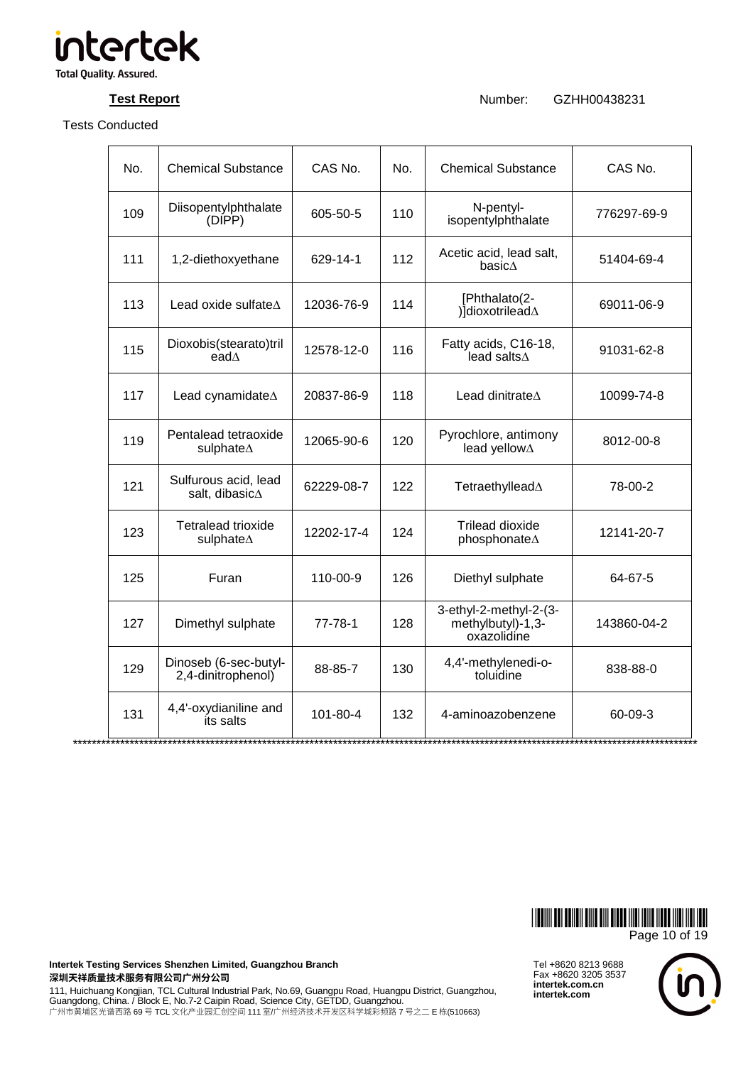**Test Report**

Number: GZHH00438231

Tests Conducted

| No. | Chemical Substance | CAS No. | No. | Chemical Substance | CAS No. |
|---|---|---|---|---|---|
| 109 | Diisopentylphthalate (DIPP) | 605-50-5 | 110 | N-pentyl-isopentylphthalate | 776297-69-9 |
| 111 | 1,2-diethoxyethane | 629-14-1 | 112 | Acetic acid, lead salt, basic∆ | 51404-69-4 |
| 113 | Lead oxide sulfate∆ | 12036-76-9 | 114 | [Phthalato(2-)]dioxotrilead∆ | 69011-06-9 |
| 115 | Dioxobis(stearato)trilead∆ | 12578-12-0 | 116 | Fatty acids, C16-18, lead salts∆ | 91031-62-8 |
| 117 | Lead cynamidate∆ | 20837-86-9 | 118 | Lead dinitrate∆ | 10099-74-8 |
| 119 | Pentalead tetraoxide sulphate∆ | 12065-90-6 | 120 | Pyrochlore, antimony lead yellow∆ | 8012-00-8 |
| 121 | Sulfurous acid, lead salt, dibasic∆ | 62229-08-7 | 122 | Tetraethyllead∆ | 78-00-2 |
| 123 | Tetralead trioxide sulphate∆ | 12202-17-4 | 124 | Trilead dioxide phosphonate∆ | 12141-20-7 |
| 125 | Furan | 110-00-9 | 126 | Diethyl sulphate | 64-67-5 |
| 127 | Dimethyl sulphate | 77-78-1 | 128 | 3-ethyl-2-methyl-2-(3-methylbutyl)-1,3-oxazolidine | 143860-04-2 |
| 129 | Dinoseb (6-sec-butyl-2,4-dinitrophenol) | 88-85-7 | 130 | 4,4'-methylenedi-o-toluidine | 838-88-0 |
| 131 | 4,4'-oxydianiline and its salts | 101-80-4 | 132 | 4-aminoazobenzene | 60-09-3 |

**********************************************************************************************************************************

**Intertek Testing Services Shenzhen Limited, Guangzhou Branch**
**深圳天祥质量技术服务有限公司广州分公司**
111, Huichuang Kongjian, TCL Cultural Industrial Park, No.69, Guangpu Road, Huangpu District, Guangzhou, Guangdong, China. / Block E, No.7-2 Caipin Road, Science City, GETDD, Guangzhou.
广州市黄埔区光谱西路 69 号 TCL 文化产业园汇创空间 111 室/广州经济技术开发区科学城彩频路 7 号之二 E 栋(510663)

Tel +8620 8213 9688
Fax +8620 3205 3537
**intertek.com.cn**
**intertek.com**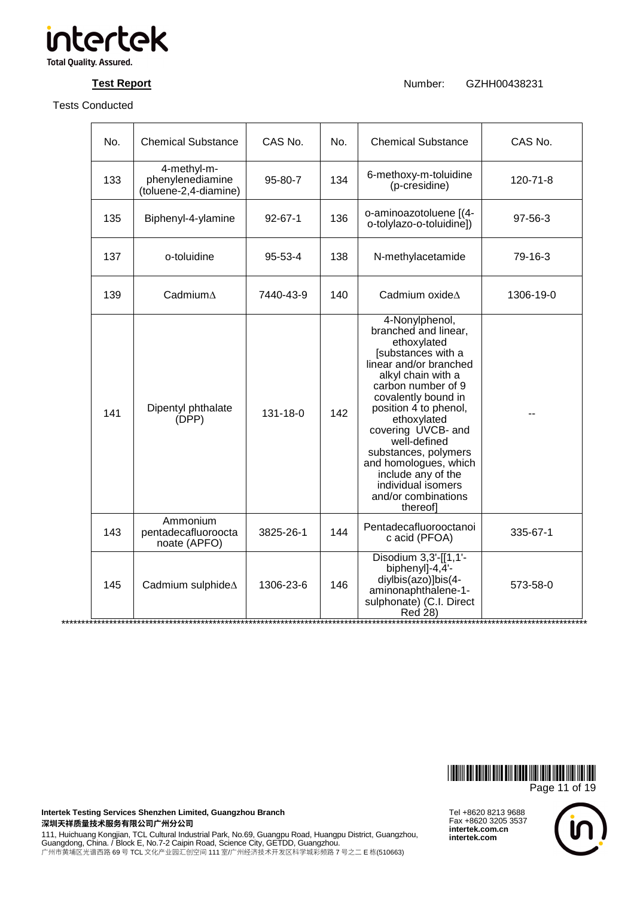**Test Report** Number: GZHH00438231

Tests Conducted

| No. | Chemical Substance | CAS No. | No. | Chemical Substance | CAS No. |
|---|---|---|---|---|---|
| 133 | 4-methyl-m-phenylenediamine (toluene-2,4-diamine) | 95-80-7 | 134 | 6-methoxy-m-toluidine (p-cresidine) | 120-71-8 |
| 135 | Biphenyl-4-ylamine | 92-67-1 | 136 | o-aminoazotoluene [(4-o-tolylazo-o-toluidine]) | 97-56-3 |
| 137 | o-toluidine | 95-53-4 | 138 | N-methylacetamide | 79-16-3 |
| 139 | Cadmium∆ | 7440-43-9 | 140 | Cadmium oxide∆ | 1306-19-0 |
| 141 | Dipentyl phthalate (DPP) | 131-18-0 | 142 | 4-Nonylphenol, branched and linear, ethoxylated [substances with a linear and/or branched alkyl chain with a carbon number of 9 covalently bound in position 4 to phenol, ethoxylated covering UVCB- and well-defined substances, polymers and homologues, which include any of the individual isomers and/or combinations thereof] | -- |
| 143 | Ammonium pentadecafluorooctanoate (APFO) | 3825-26-1 | 144 | Pentadecafluorooctanoic acid (PFOA) | 335-67-1 |
| 145 | Cadmium sulphide∆ | 1306-23-6 | 146 | Disodium 3,3'-[[1,1'-biphenyl]-4,4'-diylbis(azo)]bis(4-aminonaphthalene-1-sulphonate) (C.I. Direct Red 28) | 573-58-0 |

************************************************************************************************************************

**Intertek Testing Services Shenzhen Limited, Guangzhou Branch**
**深圳天祥质量技术服务有限公司广州分公司**
111, Huichuang Kongjian, TCL Cultural Industrial Park, No.69, Guangpu Road, Huangpu District, Guangzhou, Guangdong, China. / Block E, No.7-2 Caipin Road, Science City, GETDD, Guangzhou.
广州市黄埔区光谱西路 69 号 TCL 文化产业园汇创空间 111 室/广州经济技术开发区科学城彩频路 7 号之二 E 栋(510663)

Tel +8620 8213 9688
Fax +8620 3205 3537
**intertek.com.cn**
**intertek.com**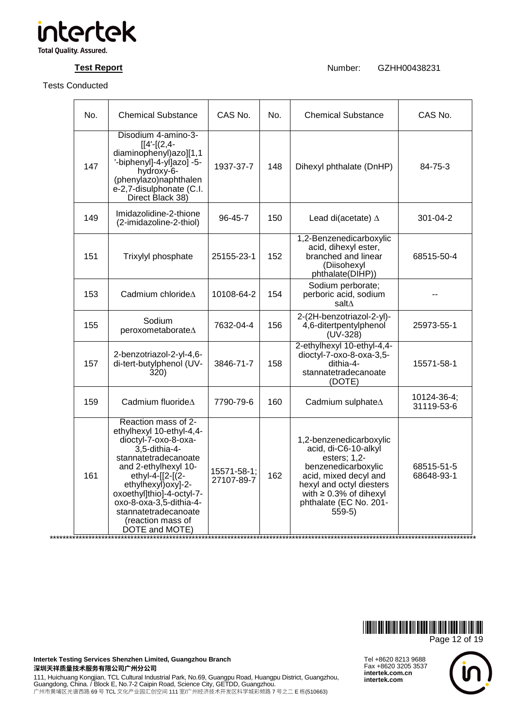**Test Report** Number: GZHH00438231

Tests Conducted

| No. | Chemical Substance | CAS No. | No. | Chemical Substance | CAS No. |
|---|---|---|---|---|---|
| 147 | Disodium 4-amino-3-[[4'-[(2,4-diaminophenyl)azo][1,1'-biphenyl]-4-yl]azo] -5-hydroxy-6-(phenylazo)naphthalene-2,7-disulphonate (C.I. Direct Black 38) | 1937-37-7 | 148 | Dihexyl phthalate (DnHP) | 84-75-3 |
| 149 | Imidazolidine-2-thione (2-imidazoline-2-thiol) | 96-45-7 | 150 | Lead di(acetate) Δ | 301-04-2 |
| 151 | Trixylyl phosphate | 25155-23-1 | 152 | 1,2-Benzenedicarboxylic acid, dihexyl ester, branched and linear (Diisohexyl phthalate(DIHP)) | 68515-50-4 |
| 153 | Cadmium chlorideΔ | 10108-64-2 | 154 | Sodium perborate; perboric acid, sodium saltΔ | -- |
| 155 | Sodium peroxometaborateΔ | 7632-04-4 | 156 | 2-(2H-benzotriazol-2-yl)-4,6-ditertpentylphenol (UV-328) | 25973-55-1 |
| 157 | 2-benzotriazol-2-yl-4,6-di-tert-butylphenol (UV-320) | 3846-71-7 | 158 | 2-ethylhexyl 10-ethyl-4,4-dioctyl-7-oxo-8-oxa-3,5-dithia-4-stannatetradecanoate (DOTE) | 15571-58-1 |
| 159 | Cadmium fluorideΔ | 7790-79-6 | 160 | Cadmium sulphateΔ | 10124-36-4; 31119-53-6 |
| 161 | Reaction mass of 2-ethylhexyl 10-ethyl-4,4-dioctyl-7-oxo-8-oxa-3,5-dithia-4-stannatetradecanoate and 2-ethylhexyl 10-ethyl-4-[[2-[(2-ethylhexyl)oxy]-2-oxoethyl]thio]-4-octyl-7-oxo-8-oxa-3,5-dithia-4-stannatetradecanoate (reaction mass of DOTE and MOTE) | 15571-58-1; 27107-89-7 | 162 | 1,2-benzenedicarboxylic acid, di-C6-10-alkyl esters; 1,2-benzenedicarboxylic acid, mixed decyl and hexyl and octyl diesters with ≥ 0.3% of dihexyl phthalate (EC No. 201-559-5) | 68515-51-5 68648-93-1 |

**********************************************************************************************************

**Intertek Testing Services Shenzhen Limited, Guangzhou Branch**
**深圳天祥质量技术服务有限公司广州分公司**
111, Huichuang Kongjian, TCL Cultural Industrial Park, No.69, Guangpu Road, Huangpu District, Guangzhou, Guangdong, China. / Block E, No.7-2 Caipin Road, Science City, GETDD, Guangzhou.
广州市黄埔区光谱西路 69 号 TCL 文化产业园汇创空间 111 室/广州经济技术开发区科学城彩频路 7 号之二 E 栋(510663)

Tel +8620 8213 9688
Fax +8620 3205 3537
intertek.com.cn
intertek.com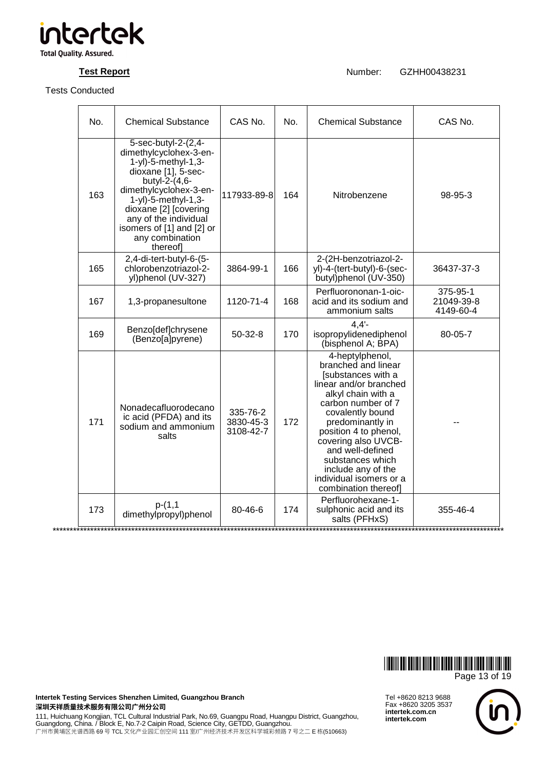**Test Report** Number: GZHH00438231

Tests Conducted

| No. | Chemical Substance | CAS No. | No. | Chemical Substance | CAS No. |
|---|---|---|---|---|---|
| 163 | 5-sec-butyl-2-(2,4-dimethylcyclohex-3-en-1-yl)-5-methyl-1,3-dioxane [1], 5-sec-butyl-2-(4,6-dimethylcyclohex-3-en-1-yl)-5-methyl-1,3-dioxane [2] [covering any of the individual isomers of [1] and [2] or any combination thereof] | 117933-89-8 | 164 | Nitrobenzene | 98-95-3 |
| 165 | 2,4-di-tert-butyl-6-(5-chlorobenzotriazol-2-yl)phenol (UV-327) | 3864-99-1 | 166 | 2-(2H-benzotriazol-2-yl)-4-(tert-butyl)-6-(sec-butyl)phenol (UV-350) | 36437-37-3 |
| 167 | 1,3-propanesultone | 1120-71-4 | 168 | Perfluorononan-1-oic-acid and its sodium and ammonium salts | 375-95-1<br>21049-39-8<br>4149-60-4 |
| 169 | Benzo[def]chrysene (Benzo[a]pyrene) | 50-32-8 | 170 | 4,4'-isopropylidenediphenol (bisphenol A; BPA) | 80-05-7 |
| 171 | Nonadecafluorodecanoic acid (PFDA) and its sodium and ammonium salts | 335-76-2<br>3830-45-3<br>3108-42-7 | 172 | 4-heptylphenol, branched and linear [substances with a linear and/or branched alkyl chain with a carbon number of 7 covalently bound predominantly in position 4 to phenol, covering also UVCB- and well-defined substances which include any of the individual isomers or a combination thereof] | -- |
| 173 | p-(1,1 dimethylpropyl)phenol | 80-46-6 | 174 | Perfluorohexane-1-sulphonic acid and its salts (PFHxS) | 355-46-4 |

**Intertek Testing Services Shenzhen Limited, Guangzhou Branch**
**深圳天祥质量技术服务有限公司广州分公司**
111, Huichuang Kongjian, TCL Cultural Industrial Park, No.69, Guangpu Road, Huangpu District, Guangzhou, Guangdong, China. / Block E, No.7-2 Caipin Road, Science City, GETDD, Guangzhou.
广州市黄埔区光谱西路 69 号 TCL 文化产业园汇创空间 111 室/广州经济技术开发区科学城彩频路 7 号之二 E 栋(510663)

Tel +8620 8213 9688
Fax +8620 3205 3537
intertek.com.cn
intertek.com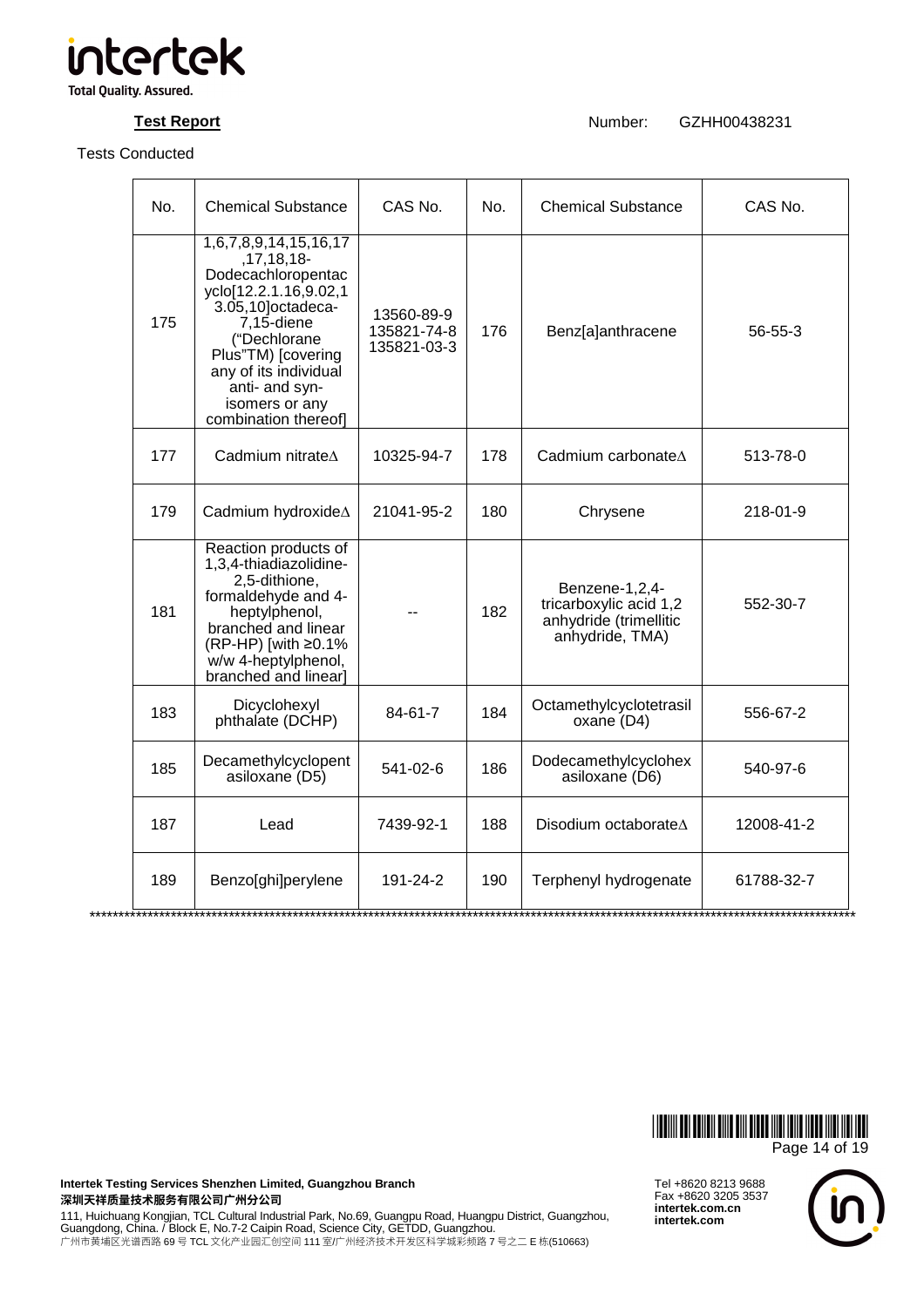**Test Report** Number: GZHH00438231

Tests Conducted

| No. | Chemical Substance | CAS No. | No. | Chemical Substance | CAS No. |
|---|---|---|---|---|---|
| 175 | 1,6,7,8,9,14,15,16,17,17,18,18-Dodecachloropentacyclo[12.2.1.16,9.02,13.05,10]octadeca-7,15-diene ("Dechlorane Plus"TM) [covering any of its individual anti- and syn-isomers or any combination thereof] | 13560-89-9 135821-74-8 135821-03-3 | 176 | Benz[a]anthracene | 56-55-3 |
| 177 | Cadmium nitrate∆ | 10325-94-7 | 178 | Cadmium carbonate∆ | 513-78-0 |
| 179 | Cadmium hydroxide∆ | 21041-95-2 | 180 | Chrysene | 218-01-9 |
| 181 | Reaction products of 1,3,4-thiadiazolidine-2,5-dithione, formaldehyde and 4-heptylphenol, branched and linear (RP-HP) [with ≥0.1% w/w 4-heptylphenol, branched and linear] | -- | 182 | Benzene-1,2,4-tricarboxylic acid 1,2 anhydride (trimellitic anhydride, TMA) | 552-30-7 |
| 183 | Dicyclohexyl phthalate (DCHP) | 84-61-7 | 184 | Octamethylcyclotetrasiloxane (D4) | 556-67-2 |
| 185 | Decamethylcyclopentasiloxane (D5) | 541-02-6 | 186 | Dodecamethylcyclohexasiloxane (D6) | 540-97-6 |
| 187 | Lead | 7439-92-1 | 188 | Disodium octaborate∆ | 12008-41-2 |
| 189 | Benzo[ghi]perylene | 191-24-2 | 190 | Terphenyl hydrogenate | 61788-32-7 |

************************************************************************************************************************************

**Intertek Testing Services Shenzhen Limited, Guangzhou Branch**
**深圳天祥质量技术服务有限公司广州分公司**
111, Huichuang Kongjian, TCL Cultural Industrial Park, No.69, Guangpu Road, Huangpu District, Guangzhou, Guangdong, China. / Block E, No.7-2 Caipin Road, Science City, GETDD, Guangzhou.
广州市黄埔区光谱西路 69 号 TCL 文化产业园汇创空间 111 室/广州经济技术开发区科学城彩频路 7 号之二 E 栋(510663)

Tel +8620 8213 9688
Fax +8620 3205 3537
**intertek.com.cn**
**intertek.com**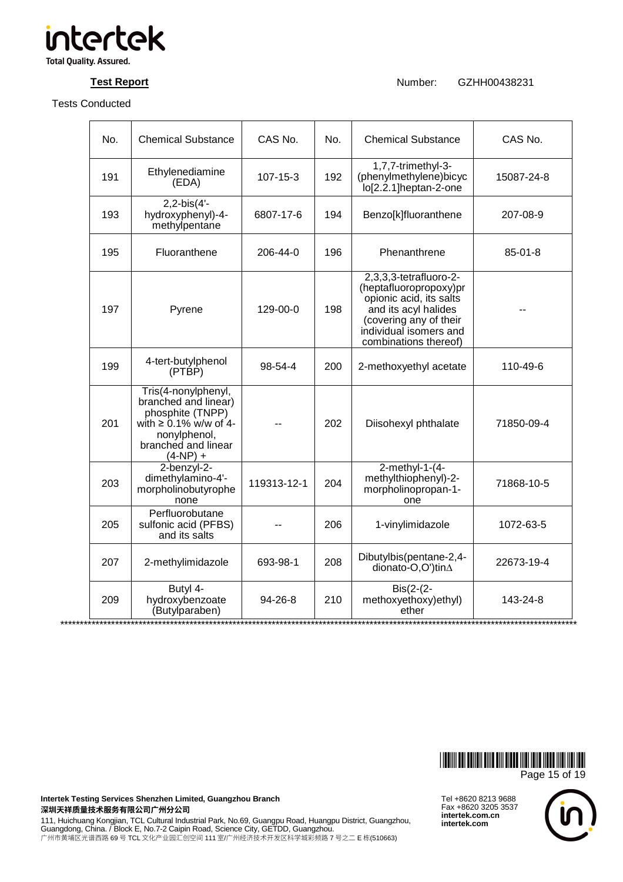**Test Report** Number: GZHH00438231

Tests Conducted

| No. | Chemical Substance | CAS No. | No. | Chemical Substance | CAS No. |
|---|---|---|---|---|---|
| 191 | Ethylenediamine (EDA) | 107-15-3 | 192 | 1,7,7-trimethyl-3-(phenylmethylene)bicyclo[2.2.1]heptan-2-one | 15087-24-8 |
| 193 | 2,2-bis(4'-hydroxyphenyl)-4-methylpentane | 6807-17-6 | 194 | Benzo[k]fluoranthene | 207-08-9 |
| 195 | Fluoranthene | 206-44-0 | 196 | Phenanthrene | 85-01-8 |
| 197 | Pyrene | 129-00-0 | 198 | 2,3,3,3-tetrafluoro-2-(heptafluoropropoxy)propionic acid, its salts and its acyl halides (covering any of their individual isomers and combinations thereof) | -- |
| 199 | 4-tert-butylphenol (PTBP) | 98-54-4 | 200 | 2-methoxyethyl acetate | 110-49-6 |
| 201 | Tris(4-nonylphenyl, branched and linear) phosphite (TNPP) with ≥ 0.1% w/w of 4-nonylphenol, branched and linear (4-NP) + | -- | 202 | Diisohexyl phthalate | 71850-09-4 |
| 203 | 2-benzyl-2-dimethylamino-4'-morpholinobutyrophenone | 119313-12-1 | 204 | 2-methyl-1-(4-methylthiophenyl)-2-morpholinopropan-1-one | 71868-10-5 |
| 205 | Perfluorobutane sulfonic acid (PFBS) and its salts | -- | 206 | 1-vinylimidazole | 1072-63-5 |
| 207 | 2-methylimidazole | 693-98-1 | 208 | Dibutylbis(pentane-2,4-dionato-O,O')tin∆ | 22673-19-4 |
| 209 | Butyl 4-hydroxybenzoate (Butylparaben) | 94-26-8 | 210 | Bis(2-(2-methoxyethoxy)ethyl) ether | 143-24-8 |

**************************************************************************************************************************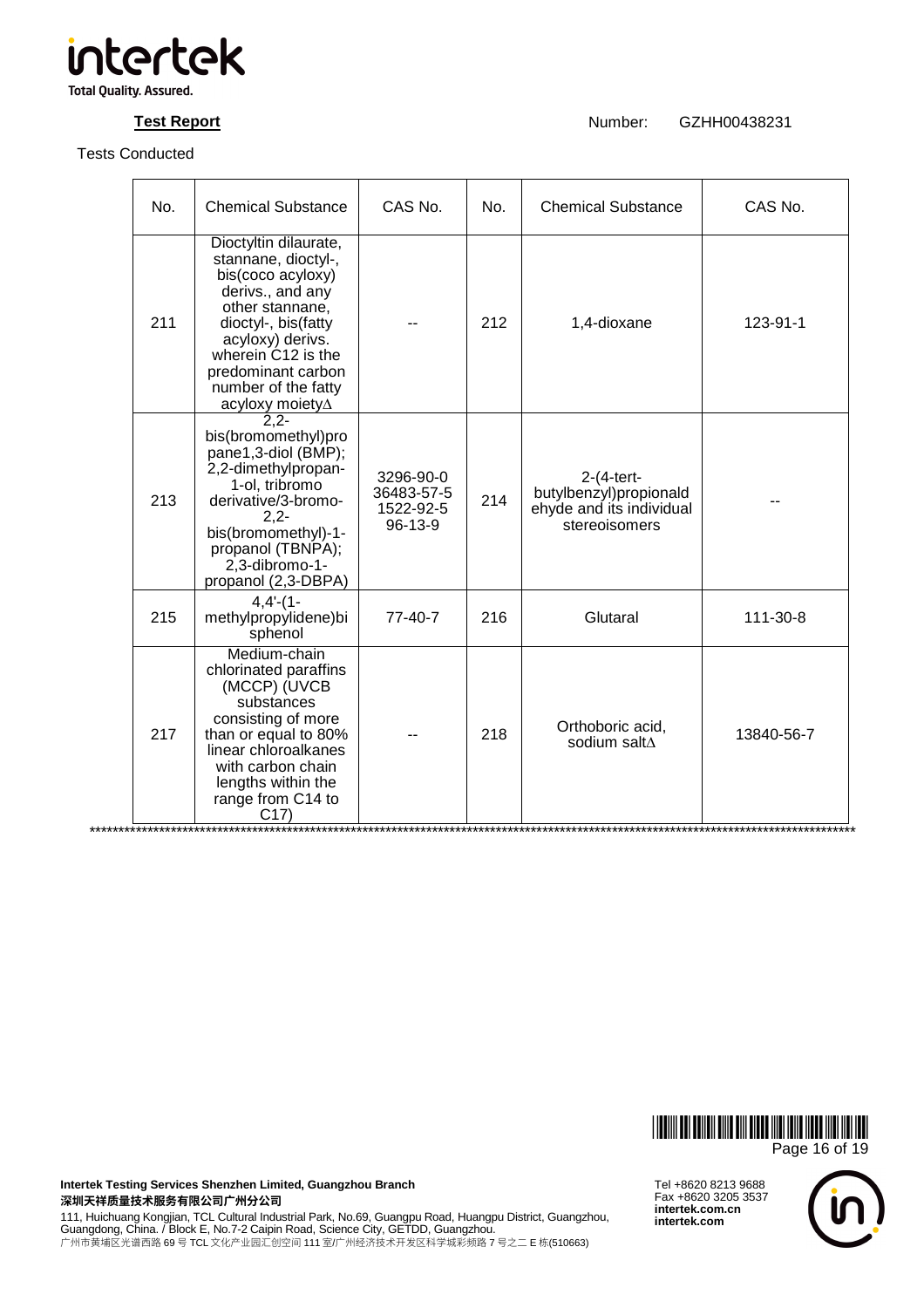**Test Report** Number: GZHH00438231

Tests Conducted

| No. | Chemical Substance | CAS No. | No. | Chemical Substance | CAS No. |
|---|---|---|---|---|---|
| 211 | Dioctyltin dilaurate, stannane, dioctyl-, bis(coco acyloxy) derivs., and any other stannane, dioctyl-, bis(fatty acyloxy) derivs. wherein C12 is the predominant carbon number of the fatty acyloxy moietyΔ | -- | 212 | 1,4-dioxane | 123-91-1 |
| 213 | 2,2-bis(bromomethyl)propane1,3-diol (BMP); 2,2-dimethylpropan-1-ol, tribromo derivative/3-bromo-2,2-bis(bromomethyl)-1-propanol (TBNPA); 2,3-dibromo-1-propanol (2,3-DBPA) | 3296-90-0<br>36483-57-5<br>1522-92-5<br>96-13-9 | 214 | 2-(4-tert-butylbenzyl)propionaldehyde and its individual stereoisomers | -- |
| 215 | 4,4'-(1-methylpropylidene)bisphenol | 77-40-7 | 216 | Glutaral | 111-30-8 |
| 217 | Medium-chain chlorinated paraffins (MCCP) (UVCB substances consisting of more than or equal to 80% linear chloroalkanes with carbon chain lengths within the range from C14 to C17) | -- | 218 | Orthoboric acid, sodium saltΔ | 13840-56-7 |

\*\*\*\*\*\*\*\*\*\*\*\*\*\*\*\*\*\*\*\*\*\*\*\*\*\*\*\*\*\*\*\*\*\*\*\*\*\*\*\*\*\*\*\*\*\*\*\*\*\*\*\*\*\*\*\*\*\*\*\*\*\*\*\*\*\*\*\*\*\*\*\*\*\*\*\*\*\*\*\*\*\*\*\*

**Intertek Testing Services Shenzhen Limited, Guangzhou Branch**
**深圳天祥质量技术服务有限公司广州分公司**
111, Huichuang Kongjian, TCL Cultural Industrial Park, No.69, Guangpu Road, Huangpu District, Guangzhou, Guangdong, China. / Block E, No.7-2 Caipin Road, Science City, GETDD, Guangzhou.
广州市黄埔区光谱西路 69 号 TCL 文化产业园汇创空间 111 室/广州经济技术开发区科学城彩频路 7 号之二 E 栋(510663)

Tel +8620 8213 9688
Fax +8620 3205 3537
**intertek.com.cn**
**intertek.com**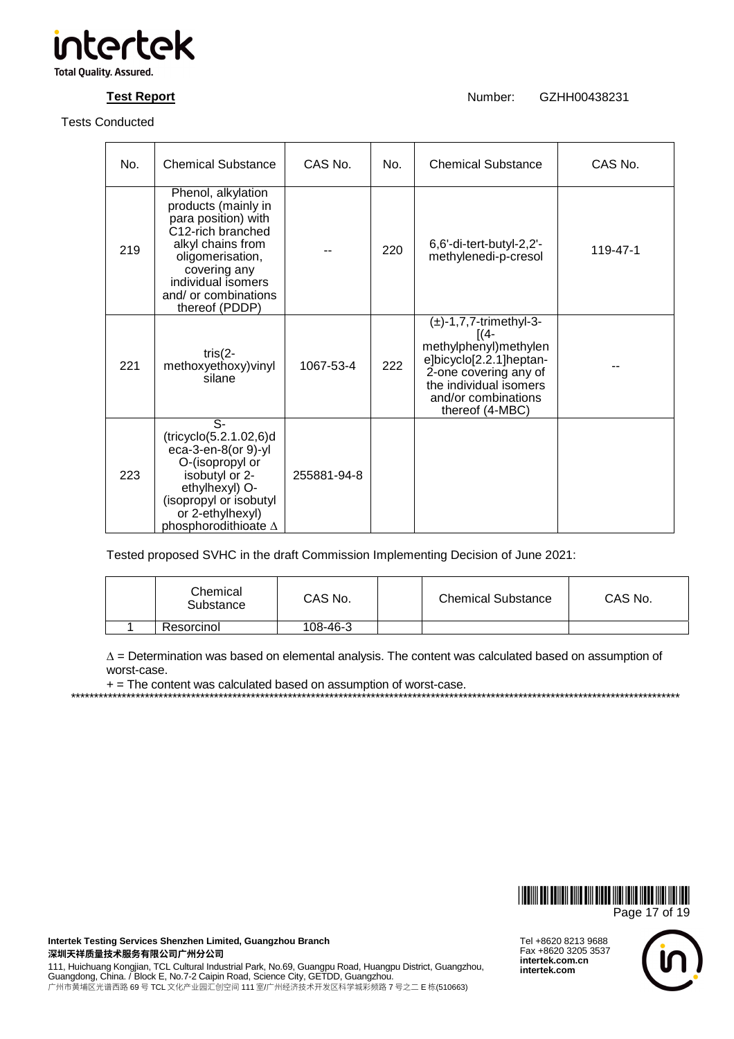**Test Report** Number: GZHH00438231

Tests Conducted

| No. | Chemical Substance | CAS No. | No. | Chemical Substance | CAS No. |
|---|---|---|---|---|---|
| 219 | Phenol, alkylation products (mainly in para position) with C12-rich branched alkyl chains from oligomerisation, covering any individual isomers and/ or combinations thereof (PDDP) | -- | 220 | 6,6'-di-tert-butyl-2,2'-methylenedi-p-cresol | 119-47-1 |
| 221 | tris(2-methoxyethoxy)vinyl silane | 1067-53-4 | 222 | (±)-1,7,7-trimethyl-3-[(4-methylphenyl)methylen e]bicyclo[2.2.1]heptan-2-one covering any of the individual isomers and/or combinations thereof (4-MBC) | -- |
| 223 | S-(tricyclo(5.2.1.02,6)deca-3-en-8(or 9)-yl O-(isopropyl or isobutyl or 2-ethylhexyl) O-(isopropyl or isobutyl or 2-ethylhexyl) phosphorodithioate ∆ | 255881-94-8 | | | |

Tested proposed SVHC in the draft Commission Implementing Decision of June 2021:

| | Chemical Substance | CAS No. | | Chemical Substance | CAS No. |
|---|---|---|---|---|---|
| 1 | Resorcinol | 108-46-3 | | | |

∆ = Determination was based on elemental analysis. The content was calculated based on assumption of worst-case.

+ = The content was calculated based on assumption of worst-case.

\*\*\*\*\*\*\*\*\*\*\*\*\*\*\*\*\*\*\*\*\*\*\*\*\*\*\*\*\*\*\*\*\*\*\*\*\*\*\*\*\*\*\*\*\*\*\*\*\*\*\*\*\*\*\*\*\*\*\*\*\*\*\*\*\*\*\*\*\*\*\*\*\*\*\*\*\*\*\*\*\*\*\*\*\*\*\*\*\*\*\*\*\*\*\*\*\*\*\*\*\*\*\*\*\*\*\*\*\*\*\*\*\*\*\*\*\*\*\*\*\*\*\*\*\*\*\*\*\*\*\*\*\*\*\*\*\*\*\*\*\*\*\*\*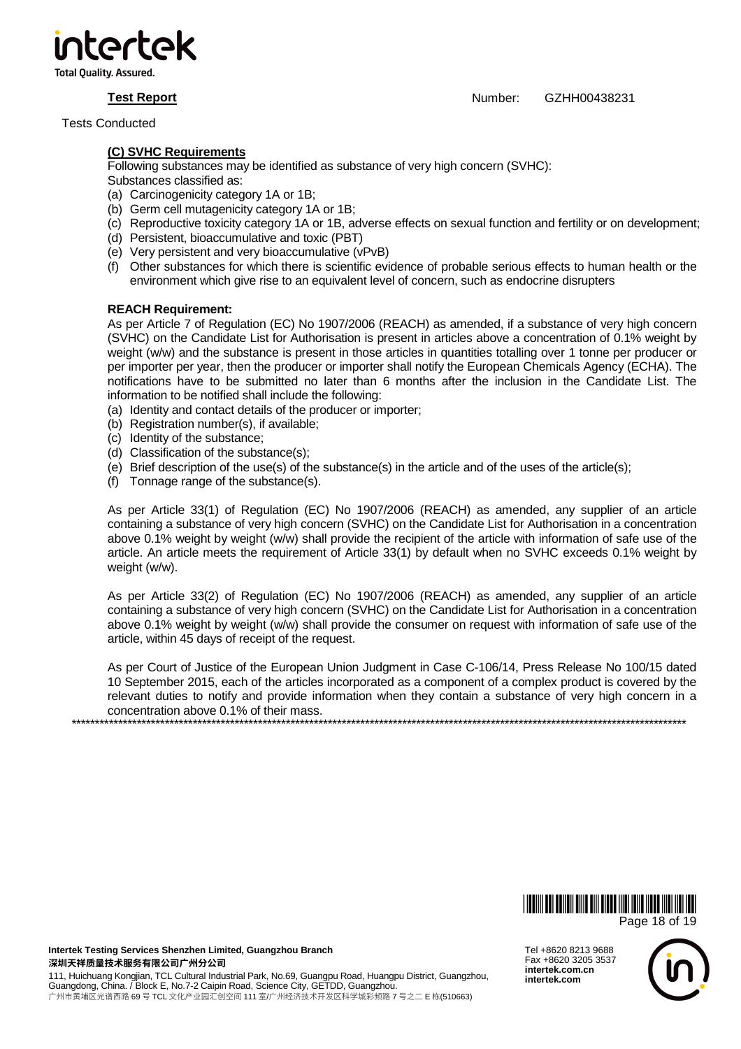Tests Conducted

**(C) SVHC Requirements**

Following substances may be identified as substance of very high concern (SVHC):

Substances classified as:

(a) Carcinogenicity category 1A or 1B;
(b) Germ cell mutagenicity category 1A or 1B;
(c) Reproductive toxicity category 1A or 1B, adverse effects on sexual function and fertility or on development;
(d) Persistent, bioaccumulative and toxic (PBT)
(e) Very persistent and very bioaccumulative (vPvB)
(f) Other substances for which there is scientific evidence of probable serious effects to human health or the environment which give rise to an equivalent level of concern, such as endocrine disrupters

**REACH Requirement:**

As per Article 7 of Regulation (EC) No 1907/2006 (REACH) as amended, if a substance of very high concern (SVHC) on the Candidate List for Authorisation is present in articles above a concentration of 0.1% weight by weight (w/w) and the substance is present in those articles in quantities totalling over 1 tonne per producer or per importer per year, then the producer or importer shall notify the European Chemicals Agency (ECHA). The notifications have to be submitted no later than 6 months after the inclusion in the Candidate List. The information to be notified shall include the following:

(a) Identity and contact details of the producer or importer;
(b) Registration number(s), if available;
(c) Identity of the substance;
(d) Classification of the substance(s);
(e) Brief description of the use(s) of the substance(s) in the article and of the uses of the article(s);
(f) Tonnage range of the substance(s).

As per Article 33(1) of Regulation (EC) No 1907/2006 (REACH) as amended, any supplier of an article containing a substance of very high concern (SVHC) on the Candidate List for Authorisation in a concentration above 0.1% weight by weight (w/w) shall provide the recipient of the article with information of safe use of the article. An article meets the requirement of Article 33(1) by default when no SVHC exceeds 0.1% weight by weight (w/w).

As per Article 33(2) of Regulation (EC) No 1907/2006 (REACH) as amended, any supplier of an article containing a substance of very high concern (SVHC) on the Candidate List for Authorisation in a concentration above 0.1% weight by weight (w/w) shall provide the consumer on request with information of safe use of the article, within 45 days of receipt of the request.

As per Court of Justice of the European Union Judgment in Case C-106/14, Press Release No 100/15 dated 10 September 2015, each of the articles incorporated as a component of a complex product is covered by the relevant duties to notify and provide information when they contain a substance of very high concern in a concentration above 0.1% of their mass.

\*\*\*\*\*\*\*\*\*\*\*\*\*\*\*\*\*\*\*\*\*\*\*\*\*\*\*\*\*\*\*\*\*\*\*\*\*\*\*\*\*\*\*\*\*\*\*\*\*\*\*\*\*\*\*\*\*\*\*\*\*\*\*\*\*\*\*\*\*\*\*\*\*\*\*\*\*\*\*\*\*\*\*\*\*\*\*\*\*\*\*\*\*\*\*\*\*\*\*\*\*\*\*\*\*\*\*\*\*\*\*\*\*\*\*\*\*\*\*\*\*\*\*\*\*\*\*\*\*\*\*\*\*\*\*\*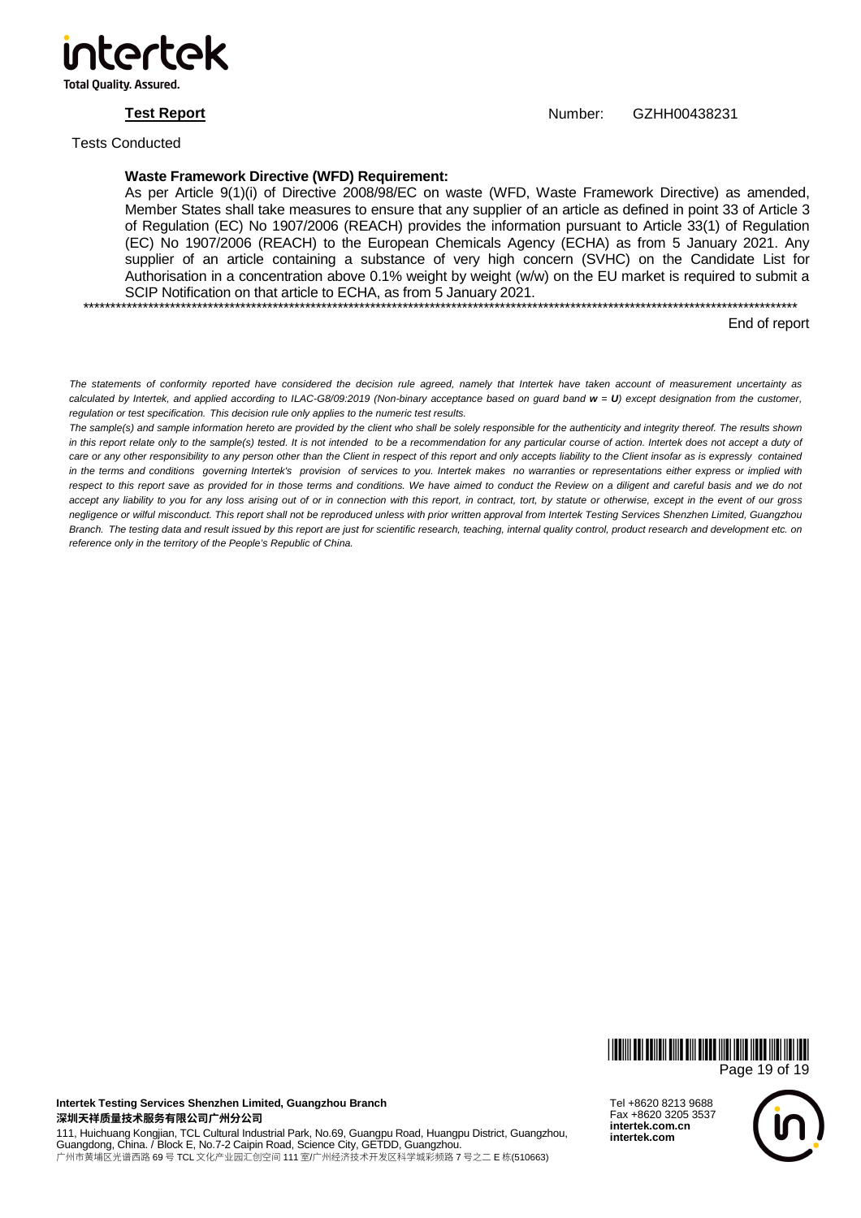**Test Report** Number: GZHH00438231

Tests Conducted

**Waste Framework Directive (WFD) Requirement:**

As per Article 9(1)(i) of Directive 2008/98/EC on waste (WFD, Waste Framework Directive) as amended, Member States shall take measures to ensure that any supplier of an article as defined in point 33 of Article 3 of Regulation (EC) No 1907/2006 (REACH) provides the information pursuant to Article 33(1) of Regulation (EC) No 1907/2006 (REACH) to the European Chemicals Agency (ECHA) as from 5 January 2021. Any supplier of an article containing a substance of very high concern (SVHC) on the Candidate List for Authorisation in a concentration above 0.1% weight by weight (w/w) on the EU market is required to submit a SCIP Notification on that article to ECHA, as from 5 January 2021.

*******************************************************************************************************************************************

End of report

*The statements of conformity reported have considered the decision rule agreed, namely that Intertek have taken account of measurement uncertainty as calculated by Intertek, and applied according to ILAC-G8/09:2019 (Non-binary acceptance based on guard band **w = U**) except designation from the customer, regulation or test specification. This decision rule only applies to the numeric test results.*

*The sample(s) and sample information hereto are provided by the client who shall be solely responsible for the authenticity and integrity thereof. The results shown in this report relate only to the sample(s) tested. It is not intended to be a recommendation for any particular course of action. Intertek does not accept a duty of care or any other responsibility to any person other than the Client in respect of this report and only accepts liability to the Client insofar as is expressly contained in the terms and conditions governing Intertek's provision of services to you. Intertek makes no warranties or representations either express or implied with respect to this report save as provided for in those terms and conditions. We have aimed to conduct the Review on a diligent and careful basis and we do not accept any liability to you for any loss arising out of or in connection with this report, in contract, tort, by statute or otherwise, except in the event of our gross negligence or wilful misconduct. This report shall not be reproduced unless with prior written approval from Intertek Testing Services Shenzhen Limited, Guangzhou Branch. The testing data and result issued by this report are just for scientific research, teaching, internal quality control, product research and development etc. on reference only in the territory of the People's Republic of China.*

**Intertek Testing Services Shenzhen Limited, Guangzhou Branch**
**深圳天祥质量技术服务有限公司广州分公司**
111, Huichuang Kongjian, TCL Cultural Industrial Park, No.69, Guangpu Road, Huangpu District, Guangzhou, Guangdong, China. / Block E, No.7-2 Caipin Road, Science City, GETDD, Guangzhou.
广州市黄埔区光谱西路 69 号 TCL 文化产业园汇创空间 111 室/广州经济技术开发区科学城彩频路 7 号之二 E 栋(510663)

Tel +8620 8213 9688
Fax +8620 3205 3537
**intertek.com.cn**
**intertek.com**